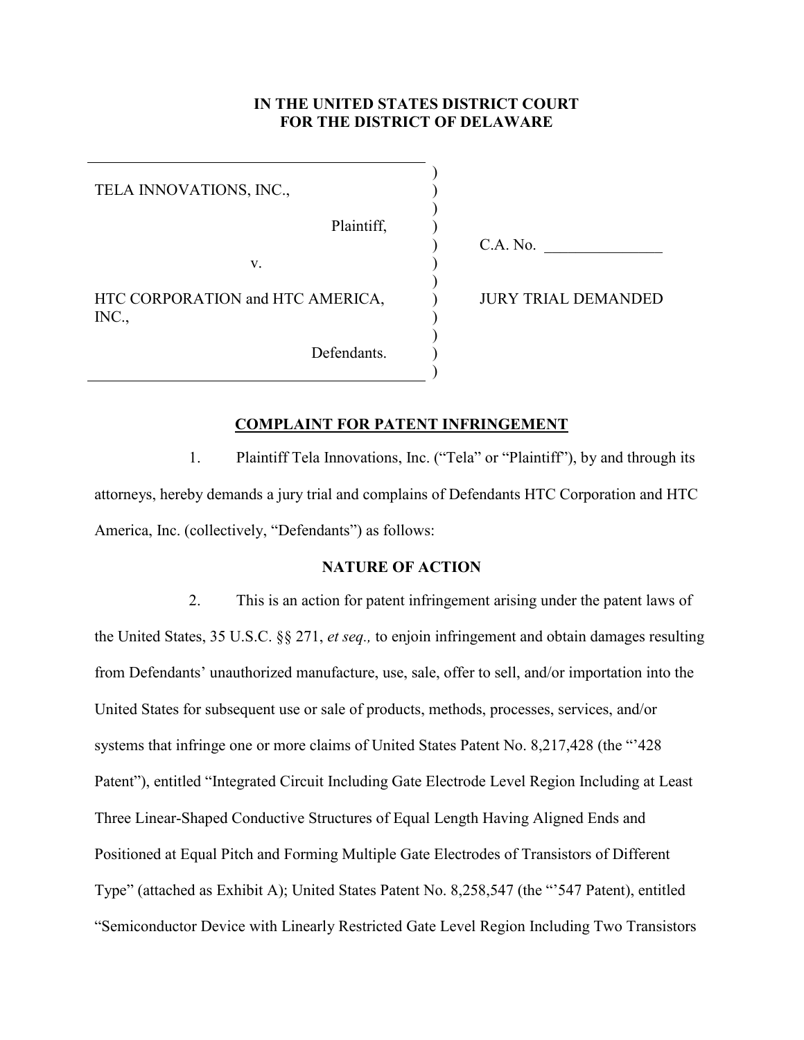**IN THE UNITED STATES DISTRICT COURT**
**FOR THE DISTRICT OF DELAWARE**

| | | |
|---|---|---|
| TELA INNOVATIONS, INC., Plaintiff, | ) | C.A. No. _______________ |
| v. | ) | |
| HTC CORPORATION and HTC AMERICA, INC., Defendants. | ) | JURY TRIAL DEMANDED |

## COMPLAINT FOR PATENT INFRINGEMENT

1. Plaintiff Tela Innovations, Inc. ("Tela" or "Plaintiff"), by and through its attorneys, hereby demands a jury trial and complains of Defendants HTC Corporation and HTC America, Inc. (collectively, "Defendants") as follows:

### NATURE OF ACTION

2. This is an action for patent infringement arising under the patent laws of the United States, 35 U.S.C. §§ 271, *et seq.,* to enjoin infringement and obtain damages resulting from Defendants' unauthorized manufacture, use, sale, offer to sell, and/or importation into the United States for subsequent use or sale of products, methods, processes, services, and/or systems that infringe one or more claims of United States Patent No. 8,217,428 (the "'428 Patent"), entitled "Integrated Circuit Including Gate Electrode Level Region Including at Least Three Linear-Shaped Conductive Structures of Equal Length Having Aligned Ends and Positioned at Equal Pitch and Forming Multiple Gate Electrodes of Transistors of Different Type" (attached as Exhibit A); United States Patent No. 8,258,547 (the "'547 Patent), entitled "Semiconductor Device with Linearly Restricted Gate Level Region Including Two Transistors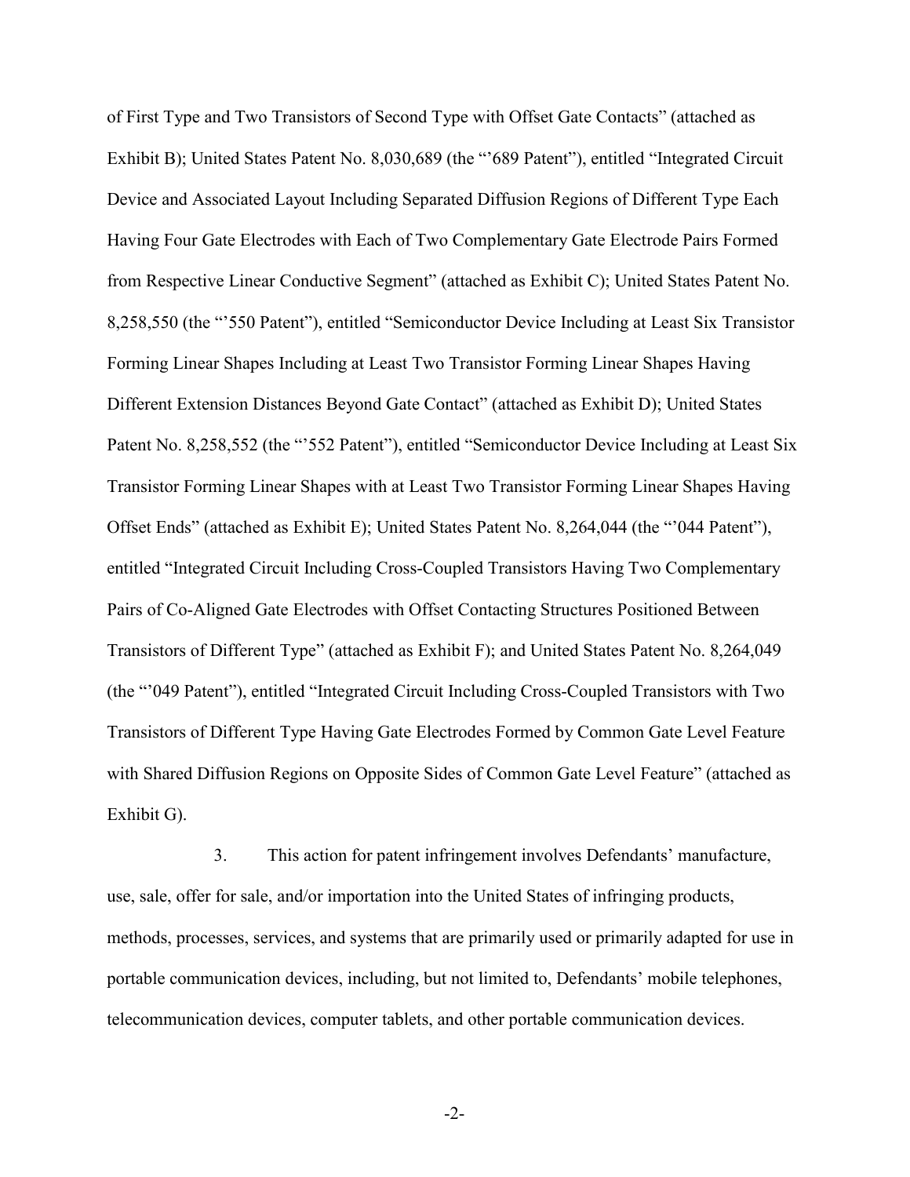of First Type and Two Transistors of Second Type with Offset Gate Contacts" (attached as Exhibit B); United States Patent No. 8,030,689 (the "'689 Patent"), entitled "Integrated Circuit Device and Associated Layout Including Separated Diffusion Regions of Different Type Each Having Four Gate Electrodes with Each of Two Complementary Gate Electrode Pairs Formed from Respective Linear Conductive Segment" (attached as Exhibit C); United States Patent No. 8,258,550 (the "'550 Patent"), entitled "Semiconductor Device Including at Least Six Transistor Forming Linear Shapes Including at Least Two Transistor Forming Linear Shapes Having Different Extension Distances Beyond Gate Contact" (attached as Exhibit D); United States Patent No. 8,258,552 (the "'552 Patent"), entitled "Semiconductor Device Including at Least Six Transistor Forming Linear Shapes with at Least Two Transistor Forming Linear Shapes Having Offset Ends" (attached as Exhibit E); United States Patent No. 8,264,044 (the "'044 Patent"), entitled "Integrated Circuit Including Cross-Coupled Transistors Having Two Complementary Pairs of Co-Aligned Gate Electrodes with Offset Contacting Structures Positioned Between Transistors of Different Type" (attached as Exhibit F); and United States Patent No. 8,264,049 (the "'049 Patent"), entitled "Integrated Circuit Including Cross-Coupled Transistors with Two Transistors of Different Type Having Gate Electrodes Formed by Common Gate Level Feature with Shared Diffusion Regions on Opposite Sides of Common Gate Level Feature" (attached as Exhibit G).

3. This action for patent infringement involves Defendants' manufacture, use, sale, offer for sale, and/or importation into the United States of infringing products, methods, processes, services, and systems that are primarily used or primarily adapted for use in portable communication devices, including, but not limited to, Defendants' mobile telephones, telecommunication devices, computer tablets, and other portable communication devices.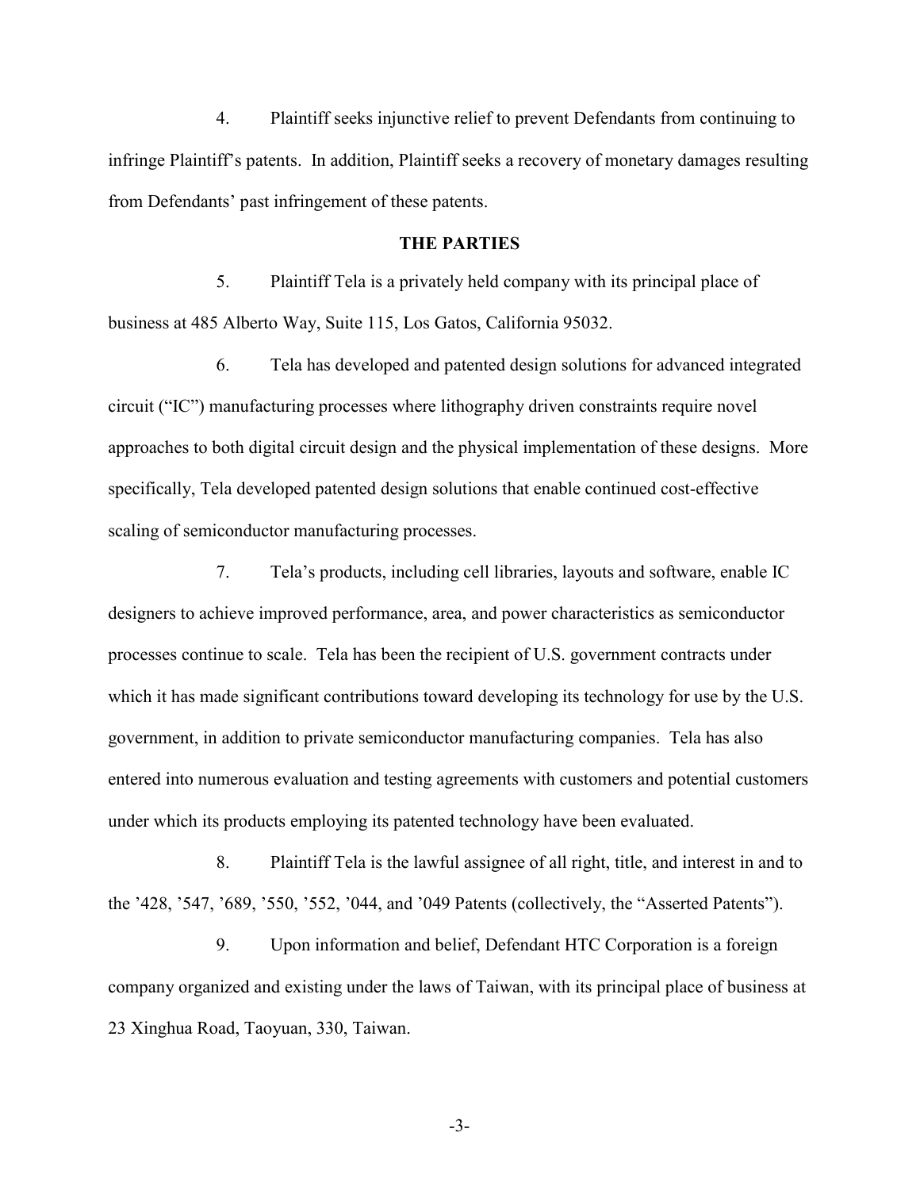4. Plaintiff seeks injunctive relief to prevent Defendants from continuing to infringe Plaintiff's patents. In addition, Plaintiff seeks a recovery of monetary damages resulting from Defendants' past infringement of these patents.

## THE PARTIES

5. Plaintiff Tela is a privately held company with its principal place of business at 485 Alberto Way, Suite 115, Los Gatos, California 95032.

6. Tela has developed and patented design solutions for advanced integrated circuit ("IC") manufacturing processes where lithography driven constraints require novel approaches to both digital circuit design and the physical implementation of these designs. More specifically, Tela developed patented design solutions that enable continued cost-effective scaling of semiconductor manufacturing processes.

7. Tela's products, including cell libraries, layouts and software, enable IC designers to achieve improved performance, area, and power characteristics as semiconductor processes continue to scale. Tela has been the recipient of U.S. government contracts under which it has made significant contributions toward developing its technology for use by the U.S. government, in addition to private semiconductor manufacturing companies. Tela has also entered into numerous evaluation and testing agreements with customers and potential customers under which its products employing its patented technology have been evaluated.

8. Plaintiff Tela is the lawful assignee of all right, title, and interest in and to the '428, '547, '689, '550, '552, '044, and '049 Patents (collectively, the "Asserted Patents").

9. Upon information and belief, Defendant HTC Corporation is a foreign company organized and existing under the laws of Taiwan, with its principal place of business at 23 Xinghua Road, Taoyuan, 330, Taiwan.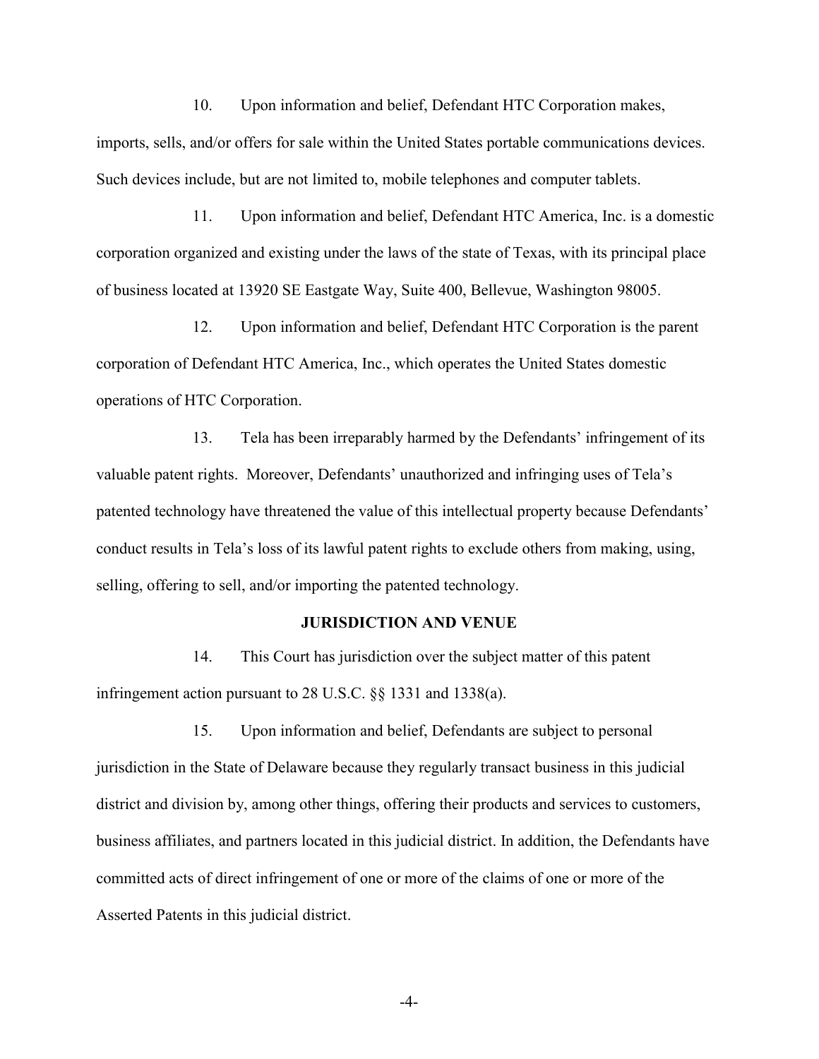10. Upon information and belief, Defendant HTC Corporation makes, imports, sells, and/or offers for sale within the United States portable communications devices. Such devices include, but are not limited to, mobile telephones and computer tablets.

11. Upon information and belief, Defendant HTC America, Inc. is a domestic corporation organized and existing under the laws of the state of Texas, with its principal place of business located at 13920 SE Eastgate Way, Suite 400, Bellevue, Washington 98005.

12. Upon information and belief, Defendant HTC Corporation is the parent corporation of Defendant HTC America, Inc., which operates the United States domestic operations of HTC Corporation.

13. Tela has been irreparably harmed by the Defendants' infringement of its valuable patent rights. Moreover, Defendants' unauthorized and infringing uses of Tela's patented technology have threatened the value of this intellectual property because Defendants' conduct results in Tela's loss of its lawful patent rights to exclude others from making, using, selling, offering to sell, and/or importing the patented technology.

## JURISDICTION AND VENUE

14. This Court has jurisdiction over the subject matter of this patent infringement action pursuant to 28 U.S.C. §§ 1331 and 1338(a).

15. Upon information and belief, Defendants are subject to personal jurisdiction in the State of Delaware because they regularly transact business in this judicial district and division by, among other things, offering their products and services to customers, business affiliates, and partners located in this judicial district. In addition, the Defendants have committed acts of direct infringement of one or more of the claims of one or more of the Asserted Patents in this judicial district.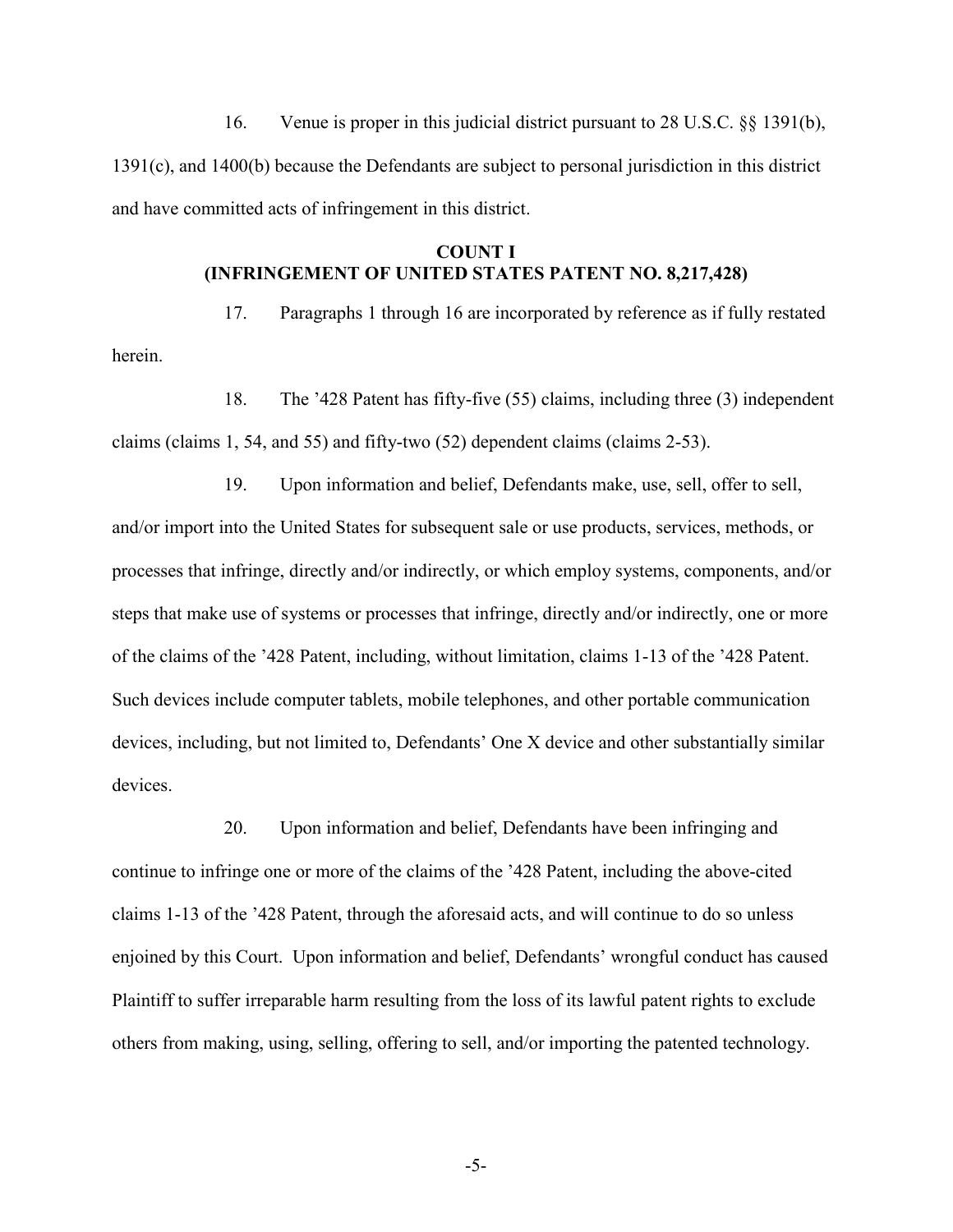16. Venue is proper in this judicial district pursuant to 28 U.S.C. §§ 1391(b), 1391(c), and 1400(b) because the Defendants are subject to personal jurisdiction in this district and have committed acts of infringement in this district.

## COUNT I
## (INFRINGEMENT OF UNITED STATES PATENT NO. 8,217,428)

17. Paragraphs 1 through 16 are incorporated by reference as if fully restated herein.

18. The ’428 Patent has fifty-five (55) claims, including three (3) independent claims (claims 1, 54, and 55) and fifty-two (52) dependent claims (claims 2-53).

19. Upon information and belief, Defendants make, use, sell, offer to sell, and/or import into the United States for subsequent sale or use products, services, methods, or processes that infringe, directly and/or indirectly, or which employ systems, components, and/or steps that make use of systems or processes that infringe, directly and/or indirectly, one or more of the claims of the ’428 Patent, including, without limitation, claims 1-13 of the ’428 Patent. Such devices include computer tablets, mobile telephones, and other portable communication devices, including, but not limited to, Defendants’ One X device and other substantially similar devices.

20. Upon information and belief, Defendants have been infringing and continue to infringe one or more of the claims of the ’428 Patent, including the above-cited claims 1-13 of the ’428 Patent, through the aforesaid acts, and will continue to do so unless enjoined by this Court. Upon information and belief, Defendants’ wrongful conduct has caused Plaintiff to suffer irreparable harm resulting from the loss of its lawful patent rights to exclude others from making, using, selling, offering to sell, and/or importing the patented technology.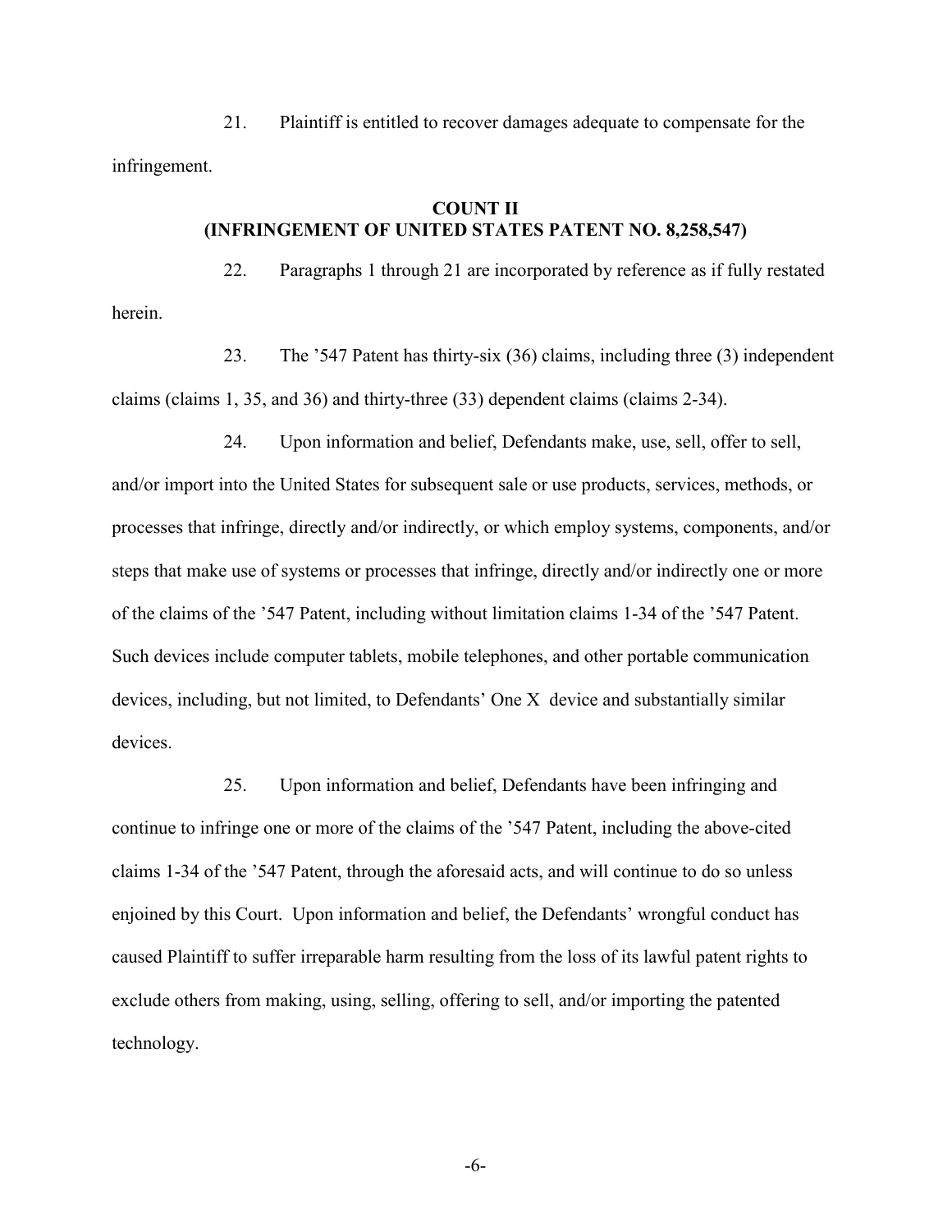21. Plaintiff is entitled to recover damages adequate to compensate for the infringement.

**COUNT II**
**(INFRINGEMENT OF UNITED STATES PATENT NO. 8,258,547)**

22. Paragraphs 1 through 21 are incorporated by reference as if fully restated herein.

23. The '547 Patent has thirty-six (36) claims, including three (3) independent claims (claims 1, 35, and 36) and thirty-three (33) dependent claims (claims 2-34).

24. Upon information and belief, Defendants make, use, sell, offer to sell, and/or import into the United States for subsequent sale or use products, services, methods, or processes that infringe, directly and/or indirectly, or which employ systems, components, and/or steps that make use of systems or processes that infringe, directly and/or indirectly one or more of the claims of the '547 Patent, including without limitation claims 1-34 of the '547 Patent. Such devices include computer tablets, mobile telephones, and other portable communication devices, including, but not limited, to Defendants' One X device and substantially similar devices.

25. Upon information and belief, Defendants have been infringing and continue to infringe one or more of the claims of the '547 Patent, including the above-cited claims 1-34 of the '547 Patent, through the aforesaid acts, and will continue to do so unless enjoined by this Court. Upon information and belief, the Defendants' wrongful conduct has caused Plaintiff to suffer irreparable harm resulting from the loss of its lawful patent rights to exclude others from making, using, selling, offering to sell, and/or importing the patented technology.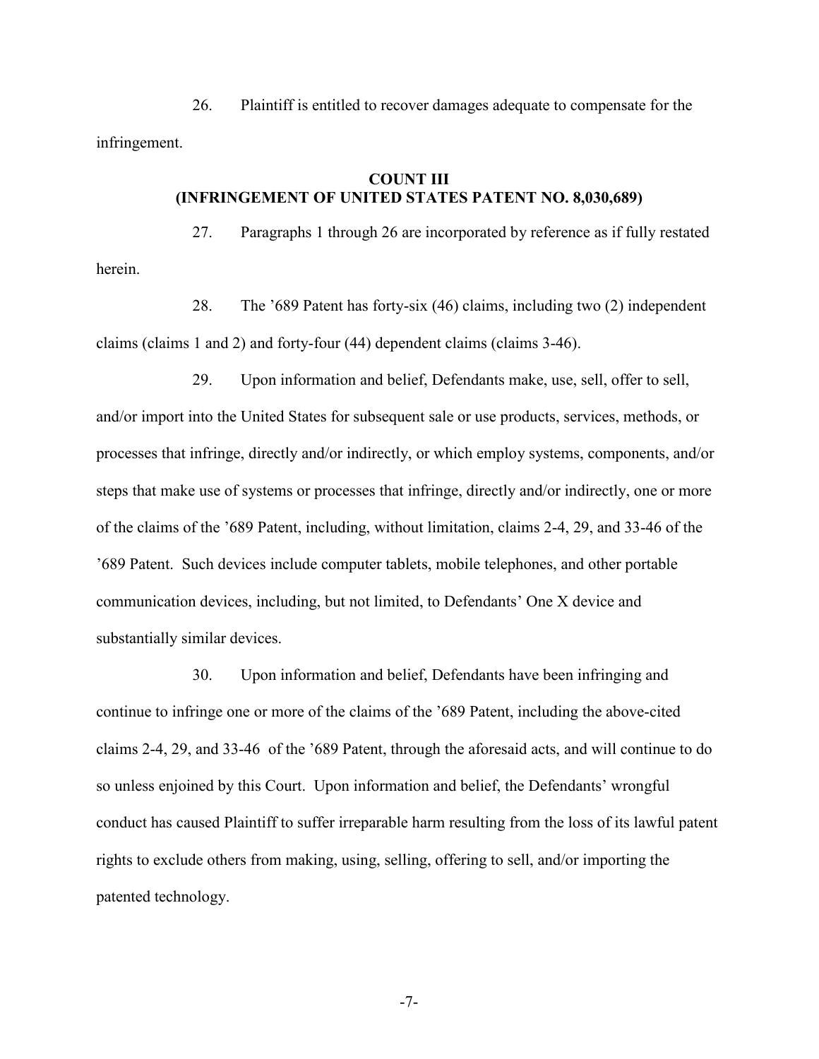26. Plaintiff is entitled to recover damages adequate to compensate for the infringement.

**COUNT III**
**(INFRINGEMENT OF UNITED STATES PATENT NO. 8,030,689)**

27. Paragraphs 1 through 26 are incorporated by reference as if fully restated herein.

28. The ’689 Patent has forty-six (46) claims, including two (2) independent claims (claims 1 and 2) and forty-four (44) dependent claims (claims 3-46).

29. Upon information and belief, Defendants make, use, sell, offer to sell, and/or import into the United States for subsequent sale or use products, services, methods, or processes that infringe, directly and/or indirectly, or which employ systems, components, and/or steps that make use of systems or processes that infringe, directly and/or indirectly, one or more of the claims of the ’689 Patent, including, without limitation, claims 2-4, 29, and 33-46 of the ’689 Patent. Such devices include computer tablets, mobile telephones, and other portable communication devices, including, but not limited, to Defendants’ One X device and substantially similar devices.

30. Upon information and belief, Defendants have been infringing and continue to infringe one or more of the claims of the ’689 Patent, including the above-cited claims 2-4, 29, and 33-46 of the ’689 Patent, through the aforesaid acts, and will continue to do so unless enjoined by this Court. Upon information and belief, the Defendants’ wrongful conduct has caused Plaintiff to suffer irreparable harm resulting from the loss of its lawful patent rights to exclude others from making, using, selling, offering to sell, and/or importing the patented technology.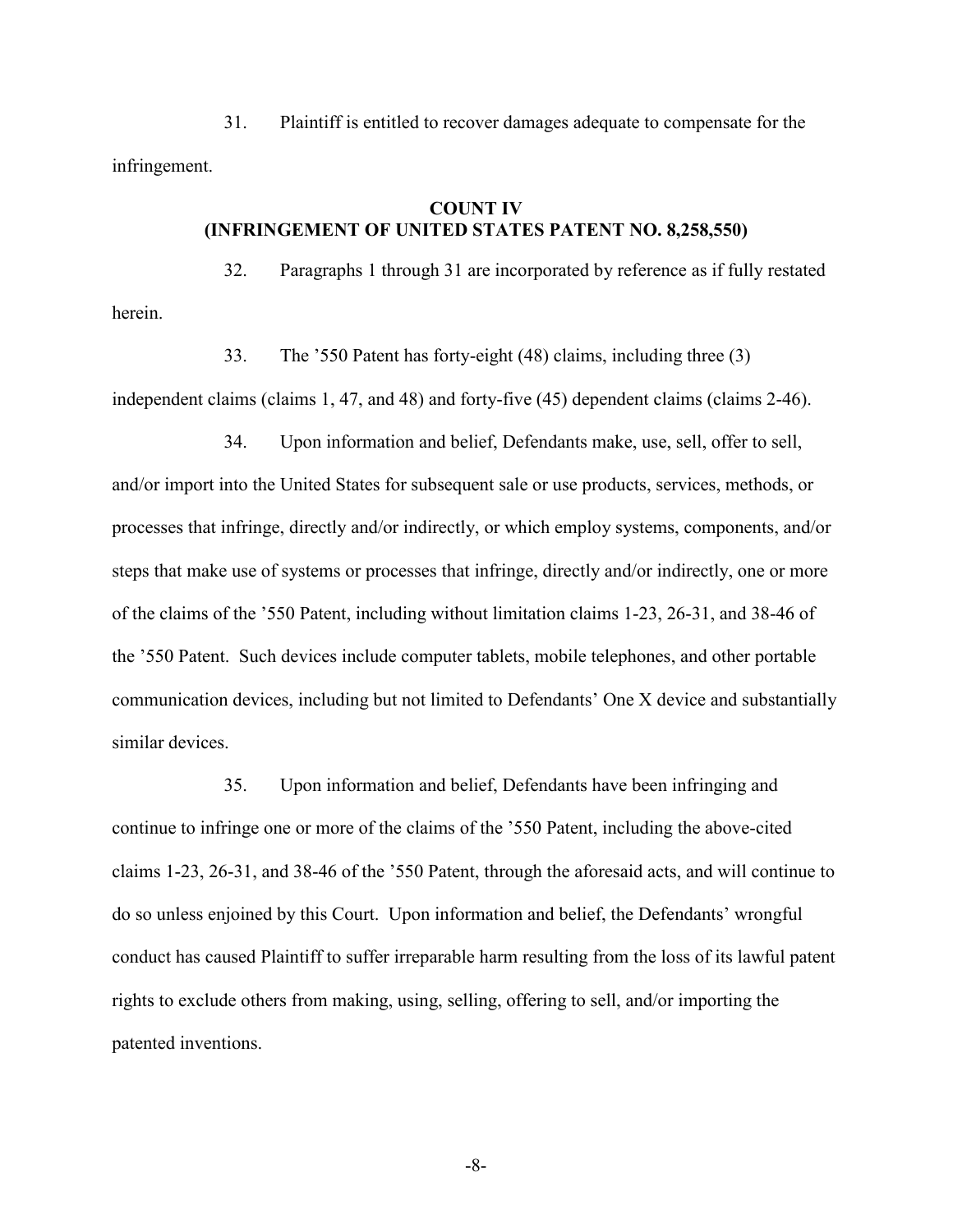31. Plaintiff is entitled to recover damages adequate to compensate for the infringement.

**COUNT IV**
**(INFRINGEMENT OF UNITED STATES PATENT NO. 8,258,550)**

32. Paragraphs 1 through 31 are incorporated by reference as if fully restated herein.

33. The ’550 Patent has forty-eight (48) claims, including three (3) independent claims (claims 1, 47, and 48) and forty-five (45) dependent claims (claims 2-46).

34. Upon information and belief, Defendants make, use, sell, offer to sell, and/or import into the United States for subsequent sale or use products, services, methods, or processes that infringe, directly and/or indirectly, or which employ systems, components, and/or steps that make use of systems or processes that infringe, directly and/or indirectly, one or more of the claims of the ’550 Patent, including without limitation claims 1-23, 26-31, and 38-46 of the ’550 Patent. Such devices include computer tablets, mobile telephones, and other portable communication devices, including but not limited to Defendants’ One X device and substantially similar devices.

35. Upon information and belief, Defendants have been infringing and continue to infringe one or more of the claims of the ’550 Patent, including the above-cited claims 1-23, 26-31, and 38-46 of the ’550 Patent, through the aforesaid acts, and will continue to do so unless enjoined by this Court. Upon information and belief, the Defendants’ wrongful conduct has caused Plaintiff to suffer irreparable harm resulting from the loss of its lawful patent rights to exclude others from making, using, selling, offering to sell, and/or importing the patented inventions.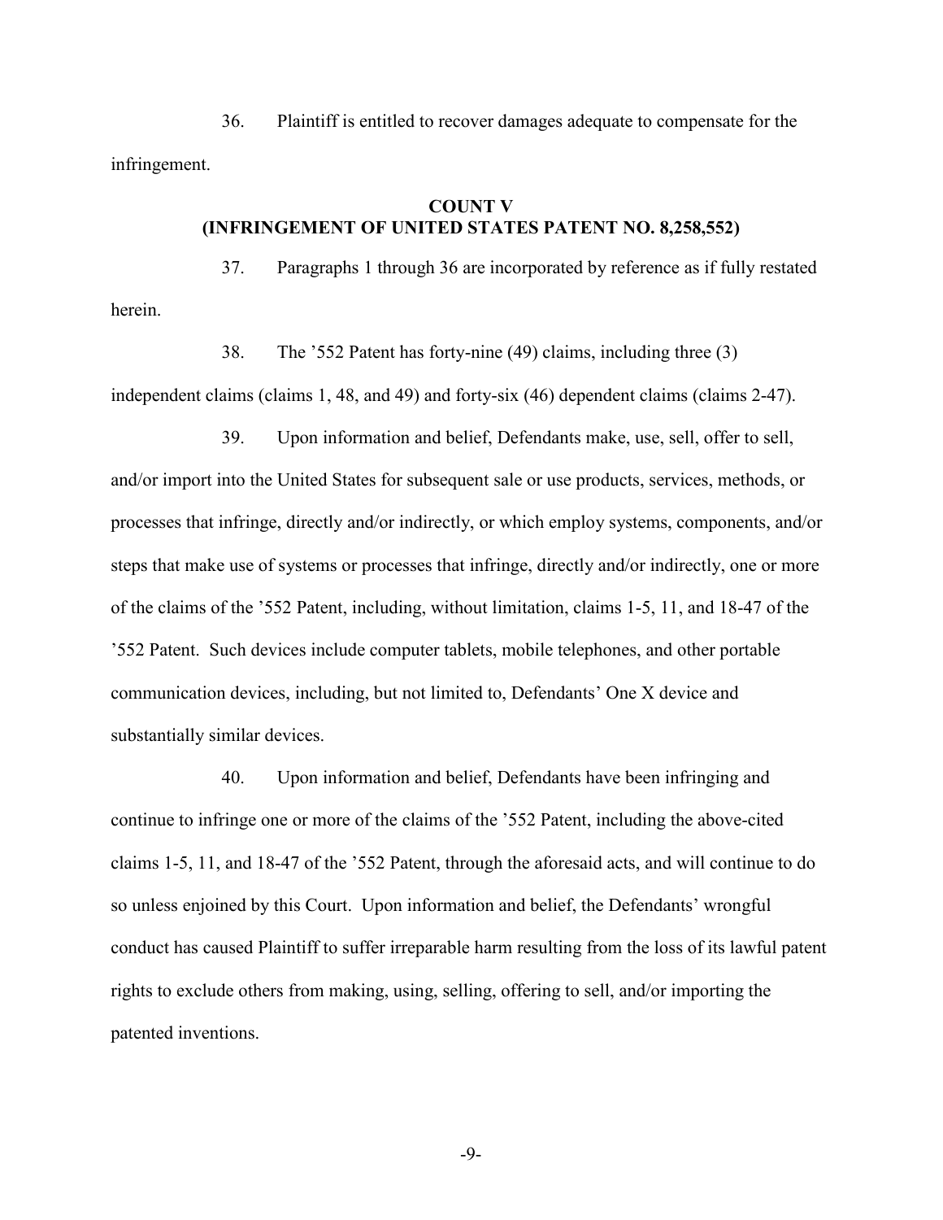36. Plaintiff is entitled to recover damages adequate to compensate for the infringement.

**COUNT V**
**(INFRINGEMENT OF UNITED STATES PATENT NO. 8,258,552)**

37. Paragraphs 1 through 36 are incorporated by reference as if fully restated herein.

38. The ’552 Patent has forty-nine (49) claims, including three (3) independent claims (claims 1, 48, and 49) and forty-six (46) dependent claims (claims 2-47).

39. Upon information and belief, Defendants make, use, sell, offer to sell, and/or import into the United States for subsequent sale or use products, services, methods, or processes that infringe, directly and/or indirectly, or which employ systems, components, and/or steps that make use of systems or processes that infringe, directly and/or indirectly, one or more of the claims of the ’552 Patent, including, without limitation, claims 1-5, 11, and 18-47 of the ’552 Patent. Such devices include computer tablets, mobile telephones, and other portable communication devices, including, but not limited to, Defendants’ One X device and substantially similar devices.

40. Upon information and belief, Defendants have been infringing and continue to infringe one or more of the claims of the ’552 Patent, including the above-cited claims 1-5, 11, and 18-47 of the ’552 Patent, through the aforesaid acts, and will continue to do so unless enjoined by this Court. Upon information and belief, the Defendants’ wrongful conduct has caused Plaintiff to suffer irreparable harm resulting from the loss of its lawful patent rights to exclude others from making, using, selling, offering to sell, and/or importing the patented inventions.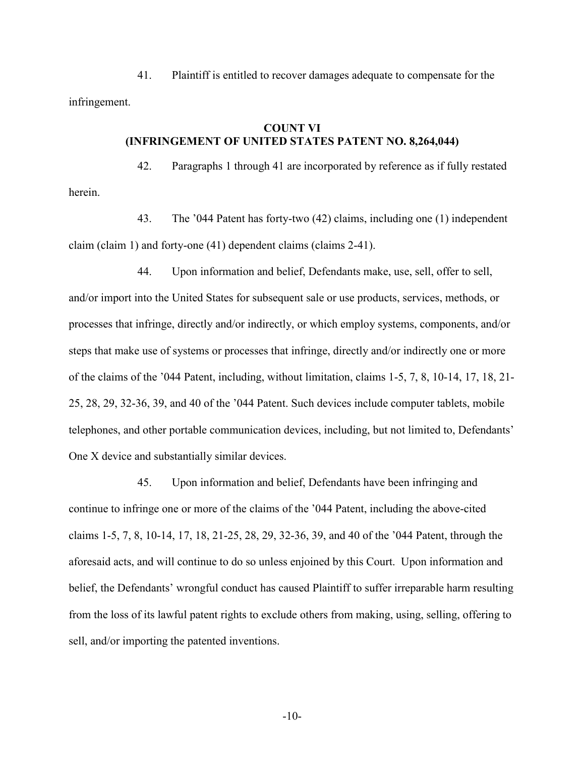41. Plaintiff is entitled to recover damages adequate to compensate for the infringement.

**COUNT VI**
**(INFRINGEMENT OF UNITED STATES PATENT NO. 8,264,044)**

42. Paragraphs 1 through 41 are incorporated by reference as if fully restated herein.

43. The ’044 Patent has forty-two (42) claims, including one (1) independent claim (claim 1) and forty-one (41) dependent claims (claims 2-41).

44. Upon information and belief, Defendants make, use, sell, offer to sell, and/or import into the United States for subsequent sale or use products, services, methods, or processes that infringe, directly and/or indirectly, or which employ systems, components, and/or steps that make use of systems or processes that infringe, directly and/or indirectly one or more of the claims of the ’044 Patent, including, without limitation, claims 1-5, 7, 8, 10-14, 17, 18, 21-25, 28, 29, 32-36, 39, and 40 of the ’044 Patent. Such devices include computer tablets, mobile telephones, and other portable communication devices, including, but not limited to, Defendants’ One X device and substantially similar devices.

45. Upon information and belief, Defendants have been infringing and continue to infringe one or more of the claims of the ’044 Patent, including the above-cited claims 1-5, 7, 8, 10-14, 17, 18, 21-25, 28, 29, 32-36, 39, and 40 of the ’044 Patent, through the aforesaid acts, and will continue to do so unless enjoined by this Court. Upon information and belief, the Defendants’ wrongful conduct has caused Plaintiff to suffer irreparable harm resulting from the loss of its lawful patent rights to exclude others from making, using, selling, offering to sell, and/or importing the patented inventions.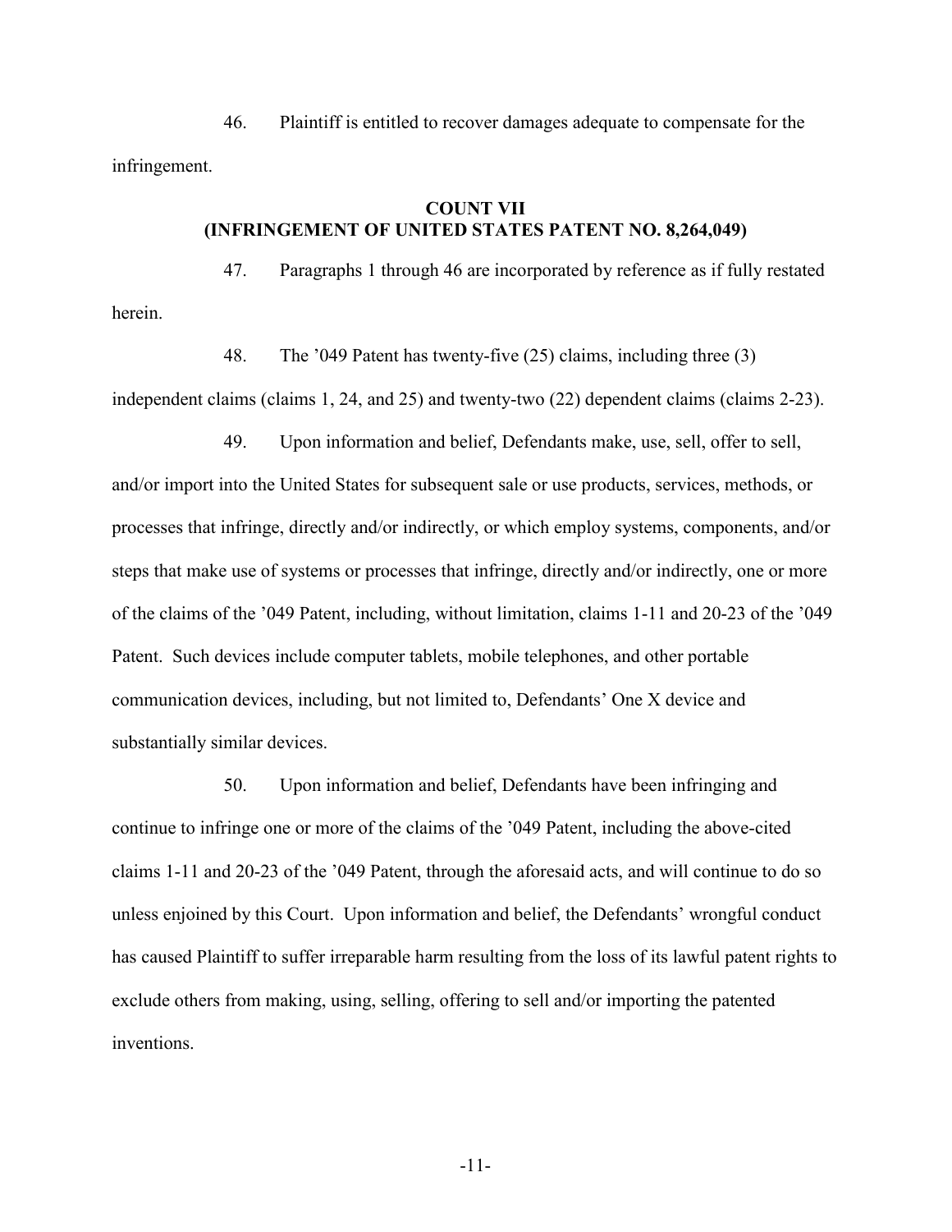46. Plaintiff is entitled to recover damages adequate to compensate for the infringement.

**COUNT VII**
**(INFRINGEMENT OF UNITED STATES PATENT NO. 8,264,049)**

47. Paragraphs 1 through 46 are incorporated by reference as if fully restated herein.

48. The ’049 Patent has twenty-five (25) claims, including three (3) independent claims (claims 1, 24, and 25) and twenty-two (22) dependent claims (claims 2-23).

49. Upon information and belief, Defendants make, use, sell, offer to sell, and/or import into the United States for subsequent sale or use products, services, methods, or processes that infringe, directly and/or indirectly, or which employ systems, components, and/or steps that make use of systems or processes that infringe, directly and/or indirectly, one or more of the claims of the ’049 Patent, including, without limitation, claims 1-11 and 20-23 of the ’049 Patent. Such devices include computer tablets, mobile telephones, and other portable communication devices, including, but not limited to, Defendants’ One X device and substantially similar devices.

50. Upon information and belief, Defendants have been infringing and continue to infringe one or more of the claims of the ’049 Patent, including the above-cited claims 1-11 and 20-23 of the ’049 Patent, through the aforesaid acts, and will continue to do so unless enjoined by this Court. Upon information and belief, the Defendants’ wrongful conduct has caused Plaintiff to suffer irreparable harm resulting from the loss of its lawful patent rights to exclude others from making, using, selling, offering to sell and/or importing the patented inventions.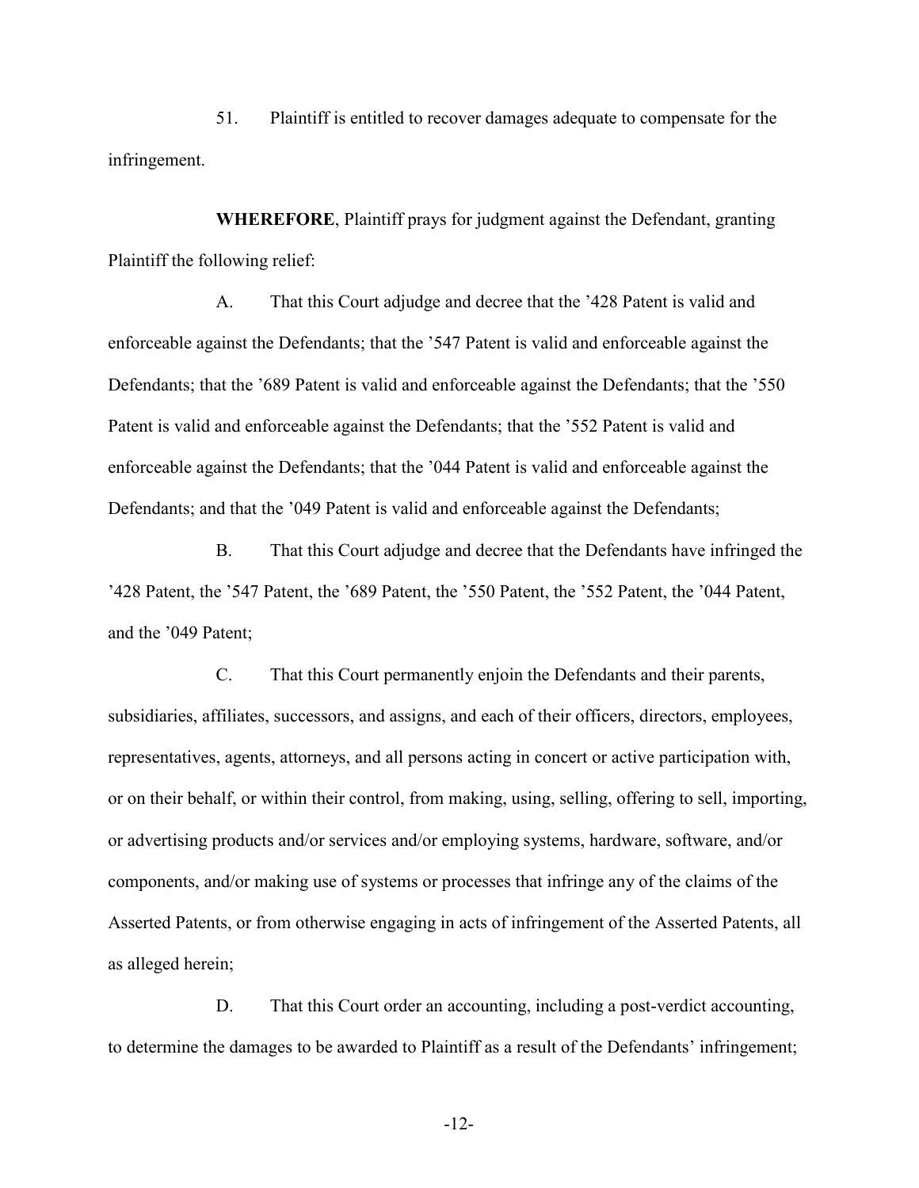51. Plaintiff is entitled to recover damages adequate to compensate for the infringement.

**WHEREFORE**, Plaintiff prays for judgment against the Defendant, granting Plaintiff the following relief:

A. That this Court adjudge and decree that the ’428 Patent is valid and enforceable against the Defendants; that the ’547 Patent is valid and enforceable against the Defendants; that the ’689 Patent is valid and enforceable against the Defendants; that the ’550 Patent is valid and enforceable against the Defendants; that the ’552 Patent is valid and enforceable against the Defendants; that the ’044 Patent is valid and enforceable against the Defendants; and that the ’049 Patent is valid and enforceable against the Defendants;

B. That this Court adjudge and decree that the Defendants have infringed the ’428 Patent, the ’547 Patent, the ’689 Patent, the ’550 Patent, the ’552 Patent, the ’044 Patent, and the ’049 Patent;

C. That this Court permanently enjoin the Defendants and their parents, subsidiaries, affiliates, successors, and assigns, and each of their officers, directors, employees, representatives, agents, attorneys, and all persons acting in concert or active participation with, or on their behalf, or within their control, from making, using, selling, offering to sell, importing, or advertising products and/or services and/or employing systems, hardware, software, and/or components, and/or making use of systems or processes that infringe any of the claims of the Asserted Patents, or from otherwise engaging in acts of infringement of the Asserted Patents, all as alleged herein;

D. That this Court order an accounting, including a post-verdict accounting, to determine the damages to be awarded to Plaintiff as a result of the Defendants’ infringement;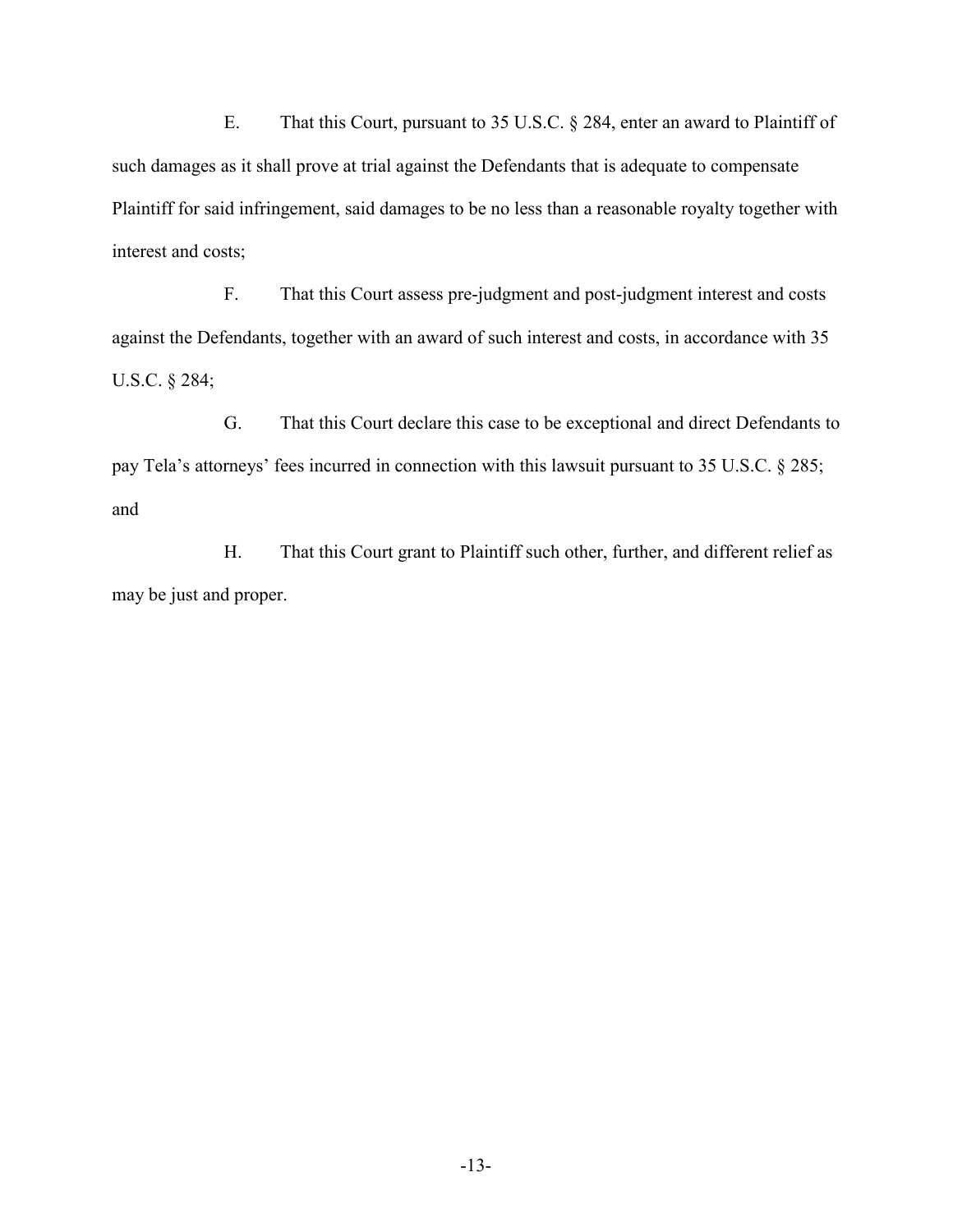E. That this Court, pursuant to 35 U.S.C. § 284, enter an award to Plaintiff of such damages as it shall prove at trial against the Defendants that is adequate to compensate Plaintiff for said infringement, said damages to be no less than a reasonable royalty together with interest and costs;

F. That this Court assess pre-judgment and post-judgment interest and costs against the Defendants, together with an award of such interest and costs, in accordance with 35 U.S.C. § 284;

G. That this Court declare this case to be exceptional and direct Defendants to pay Tela's attorneys' fees incurred in connection with this lawsuit pursuant to 35 U.S.C. § 285; and

H. That this Court grant to Plaintiff such other, further, and different relief as may be just and proper.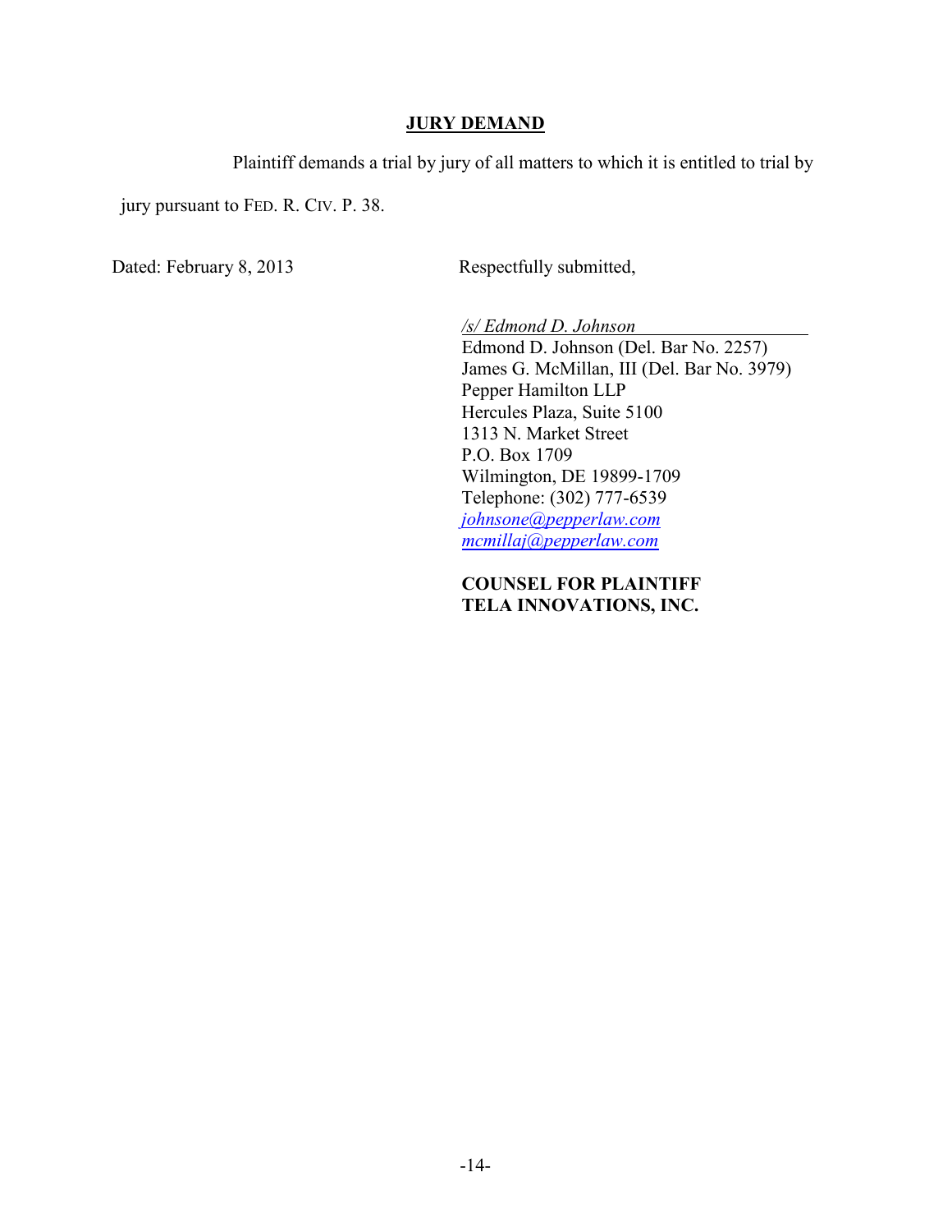## **JURY DEMAND**

Plaintiff demands a trial by jury of all matters to which it is entitled to trial by jury pursuant to FED. R. CIV. P. 38.

Dated: February 8, 2013

Respectfully submitted,

*/s/ Edmond D. Johnson*
Edmond D. Johnson (Del. Bar No. 2257)
James G. McMillan, III (Del. Bar No. 3979)
Pepper Hamilton LLP
Hercules Plaza, Suite 5100
1313 N. Market Street
P.O. Box 1709
Wilmington, DE 19899-1709
Telephone: (302) 777-6539
*johnsone@pepperlaw.com*
*mcmillaj@pepperlaw.com*

**COUNSEL FOR PLAINTIFF**
**TELA INNOVATIONS, INC.**